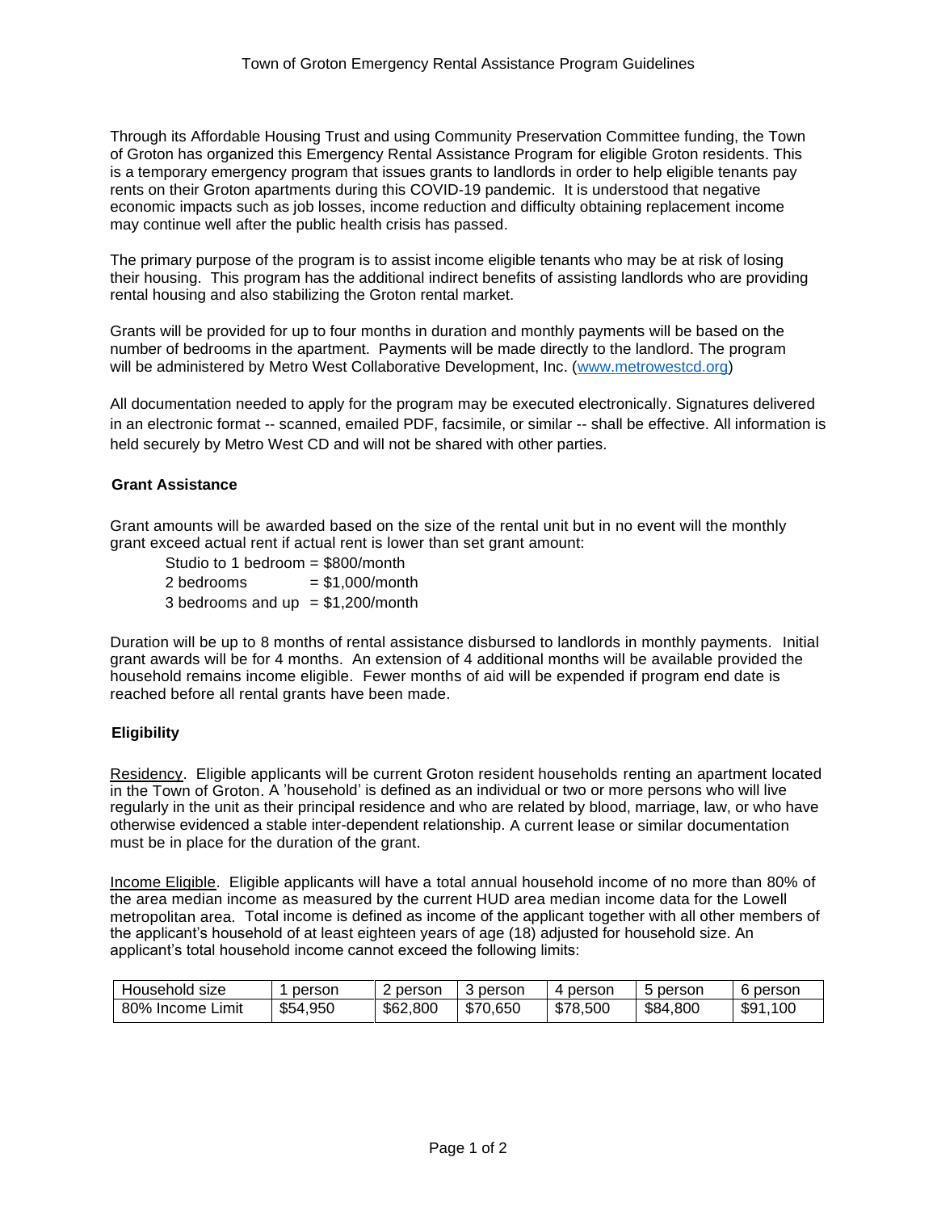# Town of Groton Emergency Rental Assistance Program Guidelines

Through its Affordable Housing Trust and using Community Preservation Committee funding, the Town of Groton has organized this Emergency Rental Assistance Program for eligible Groton residents. This is a temporary emergency program that issues grants to landlords in order to help eligible tenants pay rents on their Groton apartments during this COVID-19 pandemic. It is understood that negative economic impacts such as job losses, income reduction and difficulty obtaining replacement income may continue well after the public health crisis has passed.

The primary purpose of the program is to assist income eligible tenants who may be at risk of losing their housing. This program has the additional indirect benefits of assisting landlords who are providing rental housing and also stabilizing the Groton rental market.

Grants will be provided for up to four months in duration and monthly payments will be based on the number of bedrooms in the apartment. Payments will be made directly to the landlord. The program will be administered by Metro West Collaborative Development, Inc. (www.metrowestcd.org)

All documentation needed to apply for the program may be executed electronically. Signatures delivered in an electronic format -- scanned, emailed PDF, facsimile, or similar -- shall be effective. All information is held securely by Metro West CD and will not be shared with other parties.

## Grant Assistance

Grant amounts will be awarded based on the size of the rental unit but in no event will the monthly grant exceed actual rent if actual rent is lower than set grant amount:

- Studio to 1 bedroom = $800/month
- 2 bedrooms = $1,000/month
- 3 bedrooms and up = $1,200/month

Duration will be up to 8 months of rental assistance disbursed to landlords in monthly payments. Initial grant awards will be for 4 months. An extension of 4 additional months will be available provided the household remains income eligible. Fewer months of aid will be expended if program end date is reached before all rental grants have been made.

## Eligibility

Residency. Eligible applicants will be current Groton resident households renting an apartment located in the Town of Groton. A 'household' is defined as an individual or two or more persons who will live regularly in the unit as their principal residence and who are related by blood, marriage, law, or who have otherwise evidenced a stable inter-dependent relationship. A current lease or similar documentation must be in place for the duration of the grant.

Income Eligible. Eligible applicants will have a total annual household income of no more than 80% of the area median income as measured by the current HUD area median income data for the Lowell metropolitan area. Total income is defined as income of the applicant together with all other members of the applicant's household of at least eighteen years of age (18) adjusted for household size. An applicant's total household income cannot exceed the following limits:

| Household size | 1 person | 2 person | 3 person | 4 person | 5 person | 6 person |
|---|---|---|---|---|---|---|
| 80% Income Limit | $54,950 | $62,800 | $70,650 | $78,500 | $84,800 | $91,100 |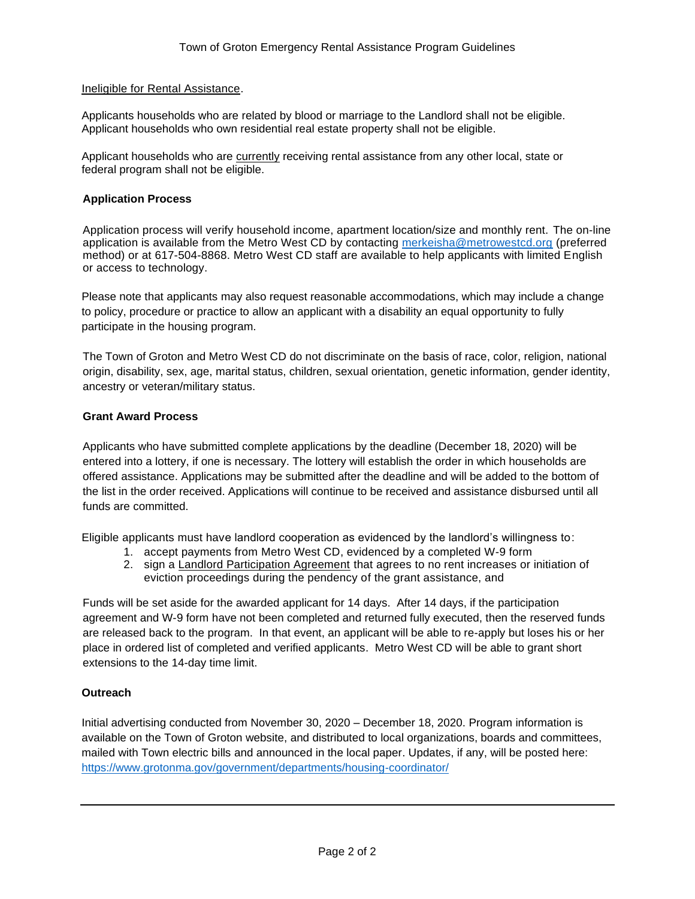Ineligible for Rental Assistance.

Applicants households who are related by blood or marriage to the Landlord shall not be eligible. Applicant households who own residential real estate property shall not be eligible.

Applicant households who are currently receiving rental assistance from any other local, state or federal program shall not be eligible.

### Application Process

Application process will verify household income, apartment location/size and monthly rent. The on-line application is available from the Metro West CD by contacting merkeisha@metrowestcd.org (preferred method) or at 617-504-8868. Metro West CD staff are available to help applicants with limited English or access to technology.

Please note that applicants may also request reasonable accommodations, which may include a change to policy, procedure or practice to allow an applicant with a disability an equal opportunity to fully participate in the housing program.

The Town of Groton and Metro West CD do not discriminate on the basis of race, color, religion, national origin, disability, sex, age, marital status, children, sexual orientation, genetic information, gender identity, ancestry or veteran/military status.

### Grant Award Process

Applicants who have submitted complete applications by the deadline (December 18, 2020) will be entered into a lottery, if one is necessary. The lottery will establish the order in which households are offered assistance. Applications may be submitted after the deadline and will be added to the bottom of the list in the order received. Applications will continue to be received and assistance disbursed until all funds are committed.

Eligible applicants must have landlord cooperation as evidenced by the landlord's willingness to:

1. accept payments from Metro West CD, evidenced by a completed W-9 form
2. sign a Landlord Participation Agreement that agrees to no rent increases or initiation of eviction proceedings during the pendency of the grant assistance, and

Funds will be set aside for the awarded applicant for 14 days. After 14 days, if the participation agreement and W-9 form have not been completed and returned fully executed, then the reserved funds are released back to the program. In that event, an applicant will be able to re-apply but loses his or her place in ordered list of completed and verified applicants. Metro West CD will be able to grant short extensions to the 14-day time limit.

### Outreach

Initial advertising conducted from November 30, 2020 – December 18, 2020. Program information is available on the Town of Groton website, and distributed to local organizations, boards and committees, mailed with Town electric bills and announced in the local paper. Updates, if any, will be posted here: https://www.grotonma.gov/government/departments/housing-coordinator/